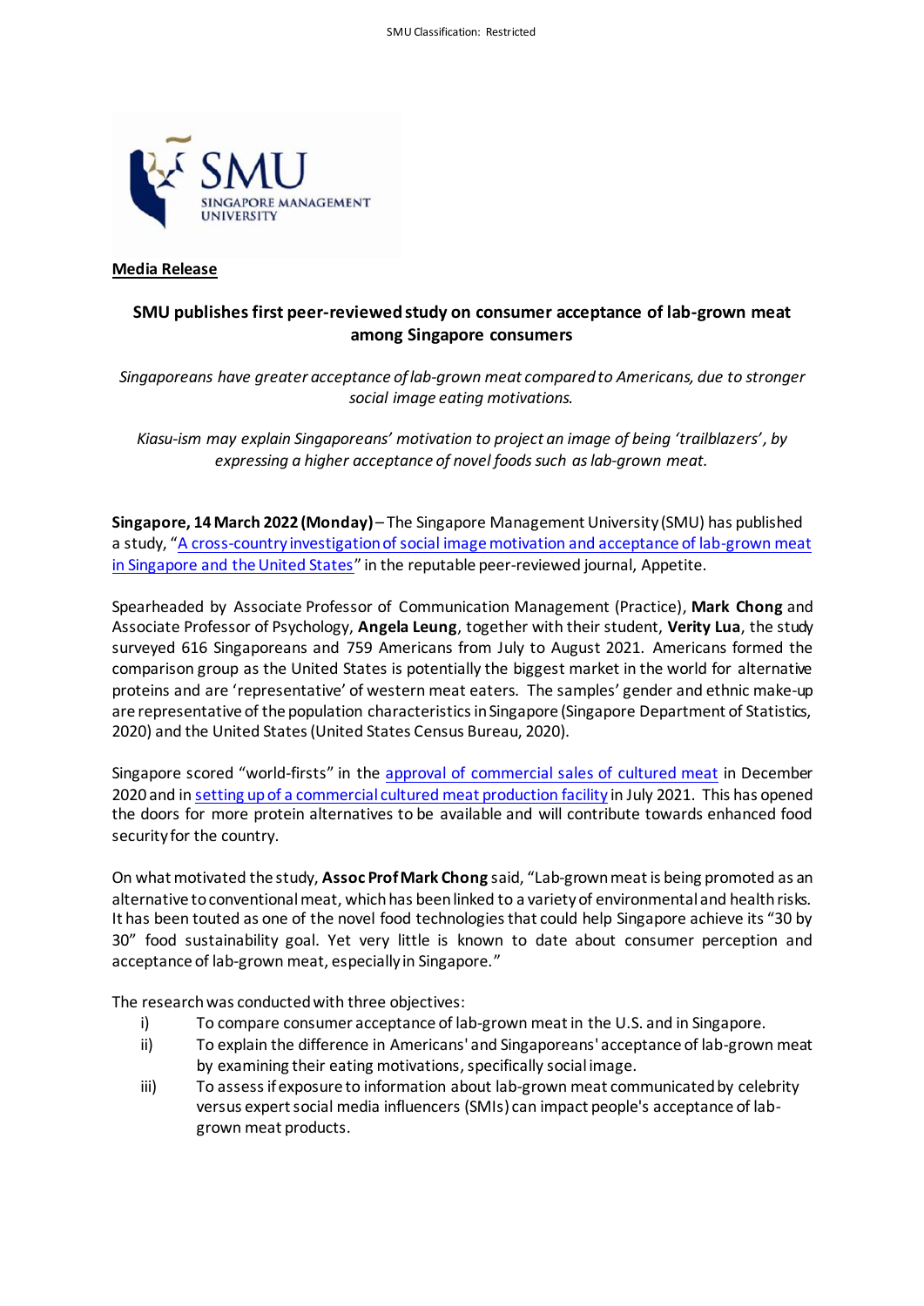**Media Release**

## SMU publishes first peer-reviewed study on consumer acceptance of lab-grown meat among Singapore consumers

*Singaporeans have greater acceptance of lab-grown meat compared to Americans, due to stronger social image eating motivations.*

*Kiasu-ism may explain Singaporeans' motivation to project an image of being 'trailblazers', by expressing a higher acceptance of novel foods such as lab-grown meat.*

**Singapore, 14 March 2022 (Monday)** – The Singapore Management University (SMU) has published a study, "A cross-country investigation of social image motivation and acceptance of lab-grown meat in Singapore and the United States" in the reputable peer-reviewed journal, Appetite.

Spearheaded by Associate Professor of Communication Management (Practice), **Mark Chong** and Associate Professor of Psychology, **Angela Leung**, together with their student, **Verity Lua**, the study surveyed 616 Singaporeans and 759 Americans from July to August 2021. Americans formed the comparison group as the United States is potentially the biggest market in the world for alternative proteins and are 'representative' of western meat eaters. The samples' gender and ethnic make-up are representative of the population characteristics in Singapore (Singapore Department of Statistics, 2020) and the United States (United States Census Bureau, 2020).

Singapore scored "world-firsts" in the approval of commercial sales of cultured meat in December 2020 and in setting up of a commercial cultured meat production facility in July 2021. This has opened the doors for more protein alternatives to be available and will contribute towards enhanced food security for the country.

On what motivated the study, **Assoc Prof Mark Chong** said, "Lab-grown meat is being promoted as an alternative to conventional meat, which has been linked to a variety of environmental and health risks. It has been touted as one of the novel food technologies that could help Singapore achieve its "30 by 30" food sustainability goal. Yet very little is known to date about consumer perception and acceptance of lab-grown meat, especially in Singapore."

The research was conducted with three objectives:

i) To compare consumer acceptance of lab-grown meat in the U.S. and in Singapore.
ii) To explain the difference in Americans' and Singaporeans' acceptance of lab-grown meat by examining their eating motivations, specifically social image.
iii) To assess if exposure to information about lab-grown meat communicated by celebrity versus expert social media influencers (SMIs) can impact people's acceptance of lab-grown meat products.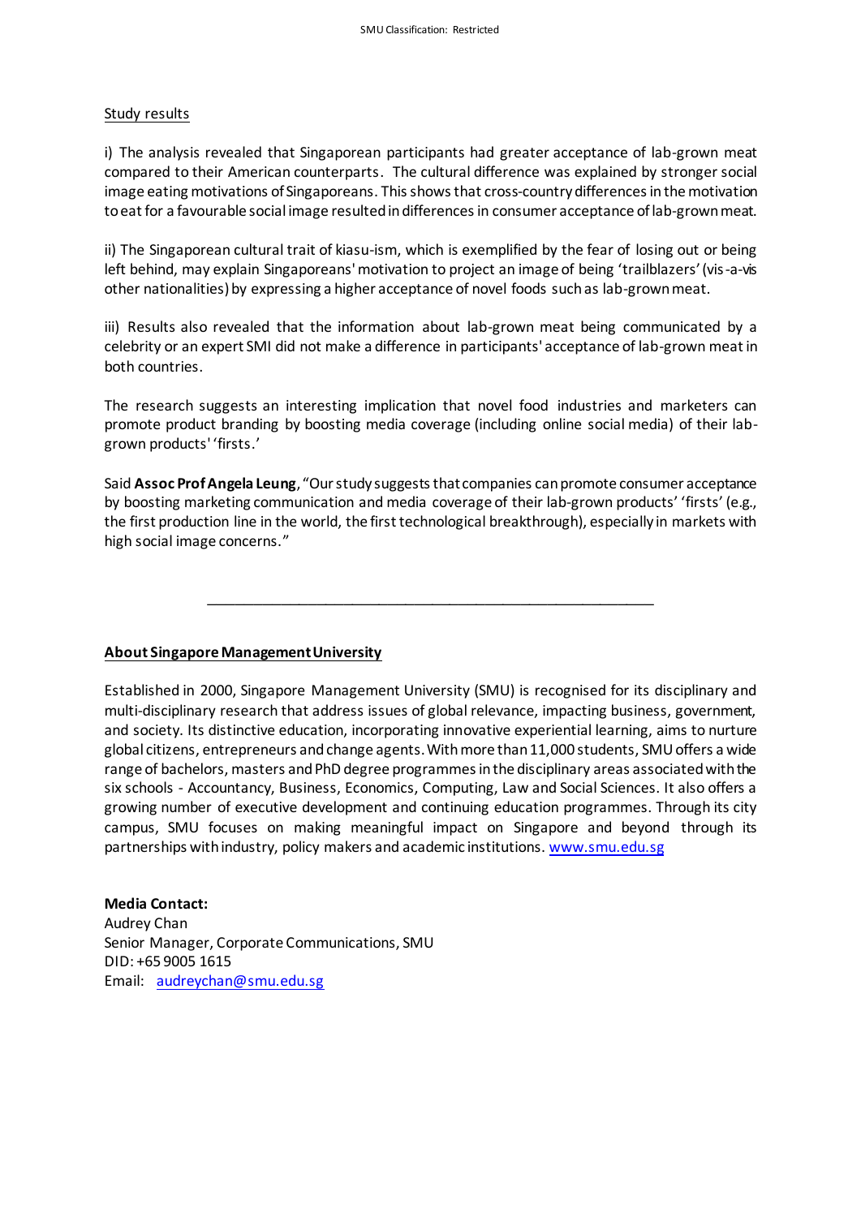Study results

i) The analysis revealed that Singaporean participants had greater acceptance of lab-grown meat compared to their American counterparts. The cultural difference was explained by stronger social image eating motivations of Singaporeans. This shows that cross-country differences in the motivation to eat for a favourable social image resulted in differences in consumer acceptance of lab-grown meat.

ii) The Singaporean cultural trait of kiasu-ism, which is exemplified by the fear of losing out or being left behind, may explain Singaporeans' motivation to project an image of being 'trailblazers' (vis-a-vis other nationalities) by expressing a higher acceptance of novel foods such as lab-grown meat.

iii) Results also revealed that the information about lab-grown meat being communicated by a celebrity or an expert SMI did not make a difference in participants' acceptance of lab-grown meat in both countries.

The research suggests an interesting implication that novel food industries and marketers can promote product branding by boosting media coverage (including online social media) of their lab-grown products' 'firsts.'

Said **Assoc Prof Angela Leung**, "Our study suggests that companies can promote consumer acceptance by boosting marketing communication and media coverage of their lab-grown products' 'firsts' (e.g., the first production line in the world, the first technological breakthrough), especially in markets with high social image concerns."

---

**About Singapore Management University**

Established in 2000, Singapore Management University (SMU) is recognised for its disciplinary and multi-disciplinary research that address issues of global relevance, impacting business, government, and society. Its distinctive education, incorporating innovative experiential learning, aims to nurture global citizens, entrepreneurs and change agents. With more than 11,000 students, SMU offers a wide range of bachelors, masters and PhD degree programmes in the disciplinary areas associated with the six schools - Accountancy, Business, Economics, Computing, Law and Social Sciences. It also offers a growing number of executive development and continuing education programmes. Through its city campus, SMU focuses on making meaningful impact on Singapore and beyond through its partnerships with industry, policy makers and academic institutions. www.smu.edu.sg

**Media Contact:**
Audrey Chan
Senior Manager, Corporate Communications, SMU
DID: +65 9005 1615
Email: audreychan@smu.edu.sg